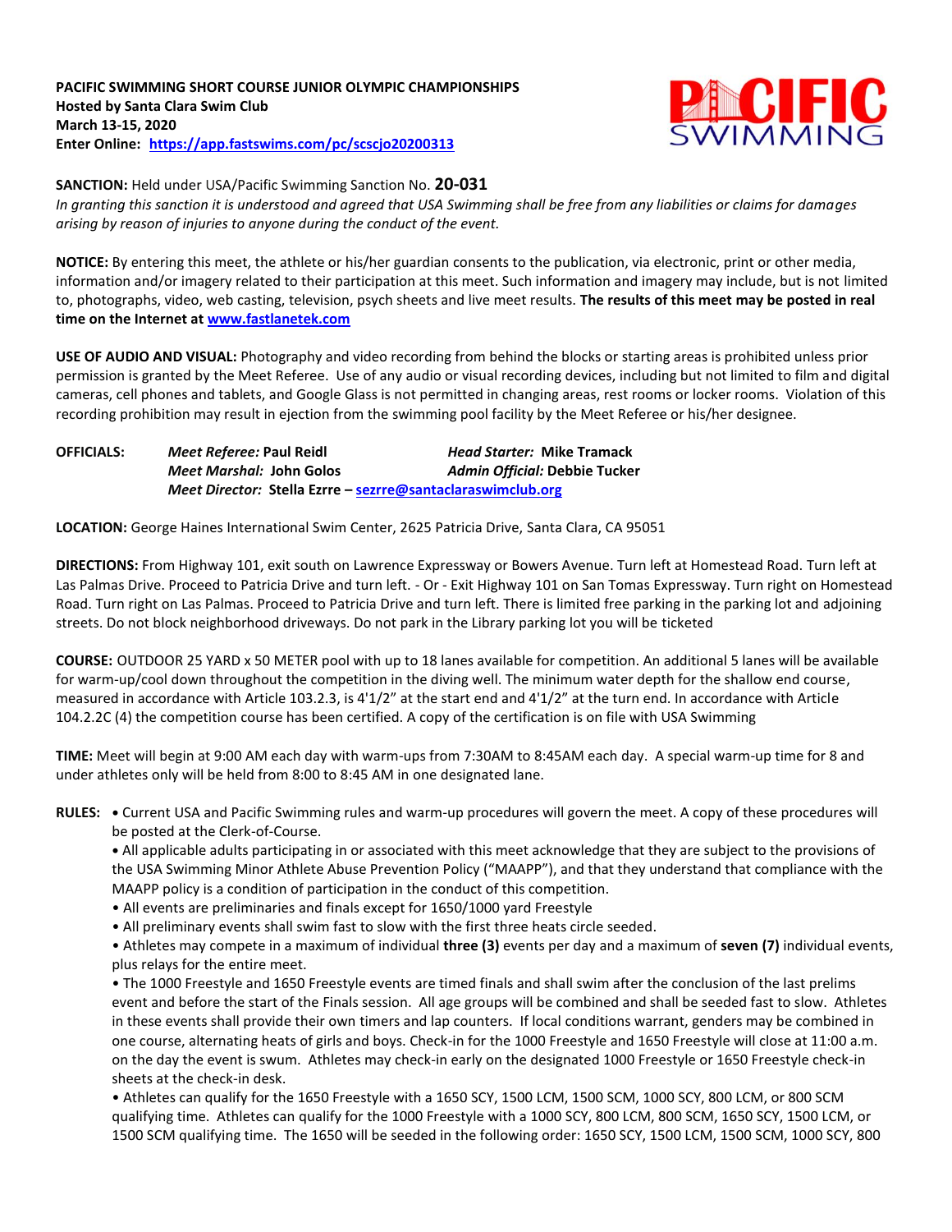**PACIFIC SWIMMING SHORT COURSE JUNIOR OLYMPIC CHAMPIONSHIPS**
**Hosted by Santa Clara Swim Club**
**March 13-15, 2020**
**Enter Online: [https://app.fastswims.com/pc/scscjo20200313](https://app.fastswims.com/pc/scscjo20200313)**

**SANCTION:** Held under USA/Pacific Swimming Sanction No. **20-031**
*In granting this sanction it is understood and agreed that USA Swimming shall be free from any liabilities or claims for damages arising by reason of injuries to anyone during the conduct of the event.*

**NOTICE:** By entering this meet, the athlete or his/her guardian consents to the publication, via electronic, print or other media, information and/or imagery related to their participation at this meet. Such information and imagery may include, but is not limited to, photographs, video, web casting, television, psych sheets and live meet results. **The results of this meet may be posted in real time on the Internet at [www.fastlanetek.com](www.fastlanetek.com)**

**USE OF AUDIO AND VISUAL:** Photography and video recording from behind the blocks or starting areas is prohibited unless prior permission is granted by the Meet Referee. Use of any audio or visual recording devices, including but not limited to film and digital cameras, cell phones and tablets, and Google Glass is not permitted in changing areas, rest rooms or locker rooms. Violation of this recording prohibition may result in ejection from the swimming pool facility by the Meet Referee or his/her designee.

**OFFICIALS:**
*Meet Referee:* **Paul Reidl** — *Head Starter:* **Mike Tramack**
*Meet Marshal:* **John Golos** — *Admin Official:* **Debbie Tucker**
*Meet Director:* **Stella Ezrre – [sezrre@santaclaraswimclub.org](mailto:sezrre@santaclaraswimclub.org)**

**LOCATION:** George Haines International Swim Center, 2625 Patricia Drive, Santa Clara, CA 95051

**DIRECTIONS:** From Highway 101, exit south on Lawrence Expressway or Bowers Avenue. Turn left at Homestead Road. Turn left at Las Palmas Drive. Proceed to Patricia Drive and turn left. - Or - Exit Highway 101 on San Tomas Expressway. Turn right on Homestead Road. Turn right on Las Palmas. Proceed to Patricia Drive and turn left. There is limited free parking in the parking lot and adjoining streets. Do not block neighborhood driveways. Do not park in the Library parking lot you will be ticketed

**COURSE:** OUTDOOR 25 YARD x 50 METER pool with up to 18 lanes available for competition. An additional 5 lanes will be available for warm-up/cool down throughout the competition in the diving well. The minimum water depth for the shallow end course, measured in accordance with Article 103.2.3, is 4'1/2" at the start end and 4'1/2" at the turn end. In accordance with Article 104.2.2C (4) the competition course has been certified. A copy of the certification is on file with USA Swimming

**TIME:** Meet will begin at 9:00 AM each day with warm-ups from 7:30AM to 8:45AM each day. A special warm-up time for 8 and under athletes only will be held from 8:00 to 8:45 AM in one designated lane.

**RULES:**

- Current USA and Pacific Swimming rules and warm-up procedures will govern the meet. A copy of these procedures will be posted at the Clerk-of-Course.
- All applicable adults participating in or associated with this meet acknowledge that they are subject to the provisions of the USA Swimming Minor Athlete Abuse Prevention Policy ("MAAPP"), and that they understand that compliance with the MAAPP policy is a condition of participation in the conduct of this competition.
- All events are preliminaries and finals except for 1650/1000 yard Freestyle
- All preliminary events shall swim fast to slow with the first three heats circle seeded.
- Athletes may compete in a maximum of individual **three (3)** events per day and a maximum of **seven (7)** individual events, plus relays for the entire meet.
- The 1000 Freestyle and 1650 Freestyle events are timed finals and shall swim after the conclusion of the last prelims event and before the start of the Finals session. All age groups will be combined and shall be seeded fast to slow. Athletes in these events shall provide their own timers and lap counters. If local conditions warrant, genders may be combined in one course, alternating heats of girls and boys. Check-in for the 1000 Freestyle and 1650 Freestyle will close at 11:00 a.m. on the day the event is swum. Athletes may check-in early on the designated 1000 Freestyle or 1650 Freestyle check-in sheets at the check-in desk.
- Athletes can qualify for the 1650 Freestyle with a 1650 SCY, 1500 LCM, 1500 SCM, 1000 SCY, 800 LCM, or 800 SCM qualifying time. Athletes can qualify for the 1000 Freestyle with a 1000 SCY, 800 LCM, 800 SCM, 1650 SCY, 1500 LCM, or 1500 SCM qualifying time. The 1650 will be seeded in the following order: 1650 SCY, 1500 LCM, 1500 SCM, 1000 SCY, 800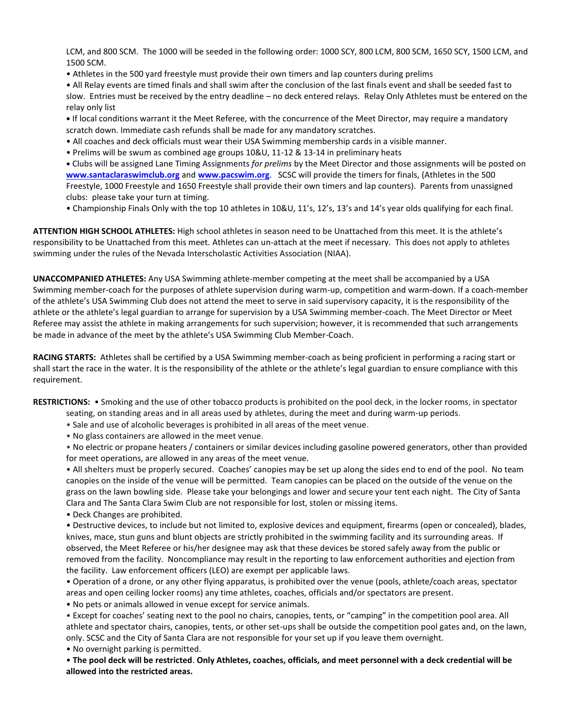LCM, and 800 SCM. The 1000 will be seeded in the following order: 1000 SCY, 800 LCM, 800 SCM, 1650 SCY, 1500 LCM, and 1500 SCM.

- Athletes in the 500 yard freestyle must provide their own timers and lap counters during prelims
- All Relay events are timed finals and shall swim after the conclusion of the last finals event and shall be seeded fast to slow. Entries must be received by the entry deadline – no deck entered relays. Relay Only Athletes must be entered on the relay only list
- If local conditions warrant it the Meet Referee, with the concurrence of the Meet Director, may require a mandatory scratch down. Immediate cash refunds shall be made for any mandatory scratches.
- All coaches and deck officials must wear their USA Swimming membership cards in a visible manner.
- Prelims will be swum as combined age groups 10&U, 11-12 & 13-14 in preliminary heats
- Clubs will be assigned Lane Timing Assignments *for prelims* by the Meet Director and those assignments will be posted on **www.santaclaraswimclub.org** and **www.pacswim.org**. SCSC will provide the timers for finals, (Athletes in the 500 Freestyle, 1000 Freestyle and 1650 Freestyle shall provide their own timers and lap counters). Parents from unassigned clubs: please take your turn at timing.
- Championship Finals Only with the top 10 athletes in 10&U, 11's, 12's, 13's and 14's year olds qualifying for each final.

**ATTENTION HIGH SCHOOL ATHLETES:** High school athletes in season need to be Unattached from this meet. It is the athlete's responsibility to be Unattached from this meet. Athletes can un-attach at the meet if necessary. This does not apply to athletes swimming under the rules of the Nevada Interscholastic Activities Association (NIAA).

**UNACCOMPANIED ATHLETES:** Any USA Swimming athlete-member competing at the meet shall be accompanied by a USA Swimming member-coach for the purposes of athlete supervision during warm-up, competition and warm-down. If a coach-member of the athlete's USA Swimming Club does not attend the meet to serve in said supervisory capacity, it is the responsibility of the athlete or the athlete's legal guardian to arrange for supervision by a USA Swimming member-coach. The Meet Director or Meet Referee may assist the athlete in making arrangements for such supervision; however, it is recommended that such arrangements be made in advance of the meet by the athlete's USA Swimming Club Member-Coach.

**RACING STARTS:** Athletes shall be certified by a USA Swimming member-coach as being proficient in performing a racing start or shall start the race in the water. It is the responsibility of the athlete or the athlete's legal guardian to ensure compliance with this requirement.

**RESTRICTIONS:**

- Smoking and the use of other tobacco products is prohibited on the pool deck, in the locker rooms, in spectator seating, on standing areas and in all areas used by athletes, during the meet and during warm-up periods.
- Sale and use of alcoholic beverages is prohibited in all areas of the meet venue.
- No glass containers are allowed in the meet venue.
- No electric or propane heaters / containers or similar devices including gasoline powered generators, other than provided for meet operations, are allowed in any areas of the meet venue.
- All shelters must be properly secured. Coaches' canopies may be set up along the sides end to end of the pool. No team canopies on the inside of the venue will be permitted. Team canopies can be placed on the outside of the venue on the grass on the lawn bowling side. Please take your belongings and lower and secure your tent each night. The City of Santa Clara and The Santa Clara Swim Club are not responsible for lost, stolen or missing items.
- Deck Changes are prohibited.
- Destructive devices, to include but not limited to, explosive devices and equipment, firearms (open or concealed), blades, knives, mace, stun guns and blunt objects are strictly prohibited in the swimming facility and its surrounding areas. If observed, the Meet Referee or his/her designee may ask that these devices be stored safely away from the public or removed from the facility. Noncompliance may result in the reporting to law enforcement authorities and ejection from the facility. Law enforcement officers (LEO) are exempt per applicable laws.
- Operation of a drone, or any other flying apparatus, is prohibited over the venue (pools, athlete/coach areas, spectator areas and open ceiling locker rooms) any time athletes, coaches, officials and/or spectators are present.
- No pets or animals allowed in venue except for service animals.
- Except for coaches' seating next to the pool no chairs, canopies, tents, or "camping" in the competition pool area. All athlete and spectator chairs, canopies, tents, or other set-ups shall be outside the competition pool gates and, on the lawn, only. SCSC and the City of Santa Clara are not responsible for your set up if you leave them overnight.
- No overnight parking is permitted.
- **The pool deck will be restricted**. **Only Athletes, coaches, officials, and meet personnel with a deck credential will be allowed into the restricted areas.**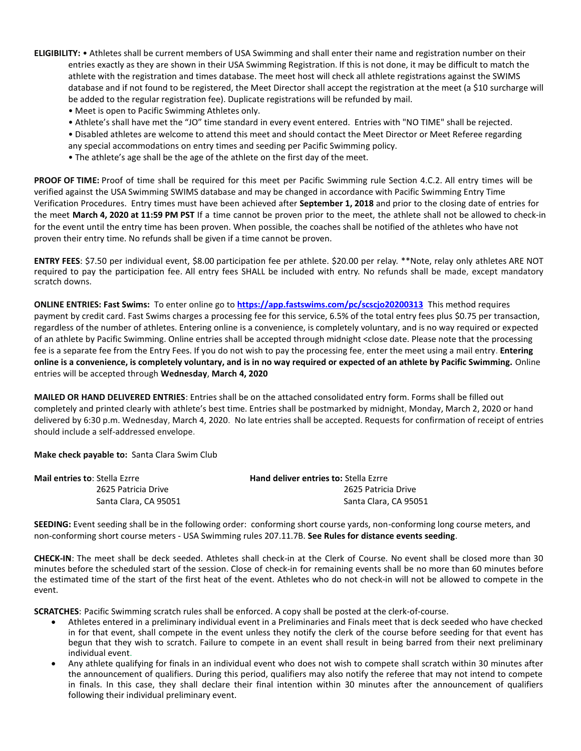**ELIGIBILITY:** • Athletes shall be current members of USA Swimming and shall enter their name and registration number on their entries exactly as they are shown in their USA Swimming Registration. If this is not done, it may be difficult to match the athlete with the registration and times database. The meet host will check all athlete registrations against the SWIMS database and if not found to be registered, the Meet Director shall accept the registration at the meet (a $10 surcharge will be added to the regular registration fee). Duplicate registrations will be refunded by mail.

- Meet is open to Pacific Swimming Athletes only.
- Athlete's shall have met the "JO" time standard in every event entered. Entries with "NO TIME" shall be rejected.
- Disabled athletes are welcome to attend this meet and should contact the Meet Director or Meet Referee regarding any special accommodations on entry times and seeding per Pacific Swimming policy.
- The athlete's age shall be the age of the athlete on the first day of the meet.

**PROOF OF TIME:** Proof of time shall be required for this meet per Pacific Swimming rule Section 4.C.2. All entry times will be verified against the USA Swimming SWIMS database and may be changed in accordance with Pacific Swimming Entry Time Verification Procedures. Entry times must have been achieved after **September 1, 2018** and prior to the closing date of entries for the meet **March 4, 2020 at 11:59 PM PST** If a time cannot be proven prior to the meet, the athlete shall not be allowed to check-in for the event until the entry time has been proven. When possible, the coaches shall be notified of the athletes who have not proven their entry time. No refunds shall be given if a time cannot be proven.

**ENTRY FEES**: $7.50 per individual event, $8.00 participation fee per athlete. $20.00 per relay. **Note, relay only athletes ARE NOT required to pay the participation fee. All entry fees SHALL be included with entry. No refunds shall be made, except mandatory scratch downs.

**ONLINE ENTRIES: Fast Swims:** To enter online go to **https://app.fastswims.com/pc/scscjo20200313** This method requires payment by credit card. Fast Swims charges a processing fee for this service, 6.5% of the total entry fees plus $0.75 per transaction, regardless of the number of athletes. Entering online is a convenience, is completely voluntary, and is no way required or expected of an athlete by Pacific Swimming. Online entries shall be accepted through midnight <close date. Please note that the processing fee is a separate fee from the Entry Fees. If you do not wish to pay the processing fee, enter the meet using a mail entry. **Entering online is a convenience, is completely voluntary, and is in no way required or expected of an athlete by Pacific Swimming.** Online entries will be accepted through **Wednesday**, **March 4, 2020**

**MAILED OR HAND DELIVERED ENTRIES**: Entries shall be on the attached consolidated entry form. Forms shall be filled out completely and printed clearly with athlete's best time. Entries shall be postmarked by midnight, Monday, March 2, 2020 or hand delivered by 6:30 p.m. Wednesday, March 4, 2020. No late entries shall be accepted. Requests for confirmation of receipt of entries should include a self-addressed envelope.

**Make check payable to:** Santa Clara Swim Club

**Mail entries to**: Stella Ezrre
2625 Patricia Drive
Santa Clara, CA 95051

**Hand deliver entries to:** Stella Ezrre
2625 Patricia Drive
Santa Clara, CA 95051

**SEEDING:** Event seeding shall be in the following order: conforming short course yards, non-conforming long course meters, and non-conforming short course meters - USA Swimming rules 207.11.7B. **See Rules for distance events seeding**.

**CHECK-IN**: The meet shall be deck seeded. Athletes shall check-in at the Clerk of Course. No event shall be closed more than 30 minutes before the scheduled start of the session. Close of check-in for remaining events shall be no more than 60 minutes before the estimated time of the start of the first heat of the event. Athletes who do not check-in will not be allowed to compete in the event.

**SCRATCHES**: Pacific Swimming scratch rules shall be enforced. A copy shall be posted at the clerk-of-course.

- Athletes entered in a preliminary individual event in a Preliminaries and Finals meet that is deck seeded who have checked in for that event, shall compete in the event unless they notify the clerk of the course before seeding for that event has begun that they wish to scratch. Failure to compete in an event shall result in being barred from their next preliminary individual event.
- Any athlete qualifying for finals in an individual event who does not wish to compete shall scratch within 30 minutes after the announcement of qualifiers. During this period, qualifiers may also notify the referee that may not intend to compete in finals. In this case, they shall declare their final intention within 30 minutes after the announcement of qualifiers following their individual preliminary event.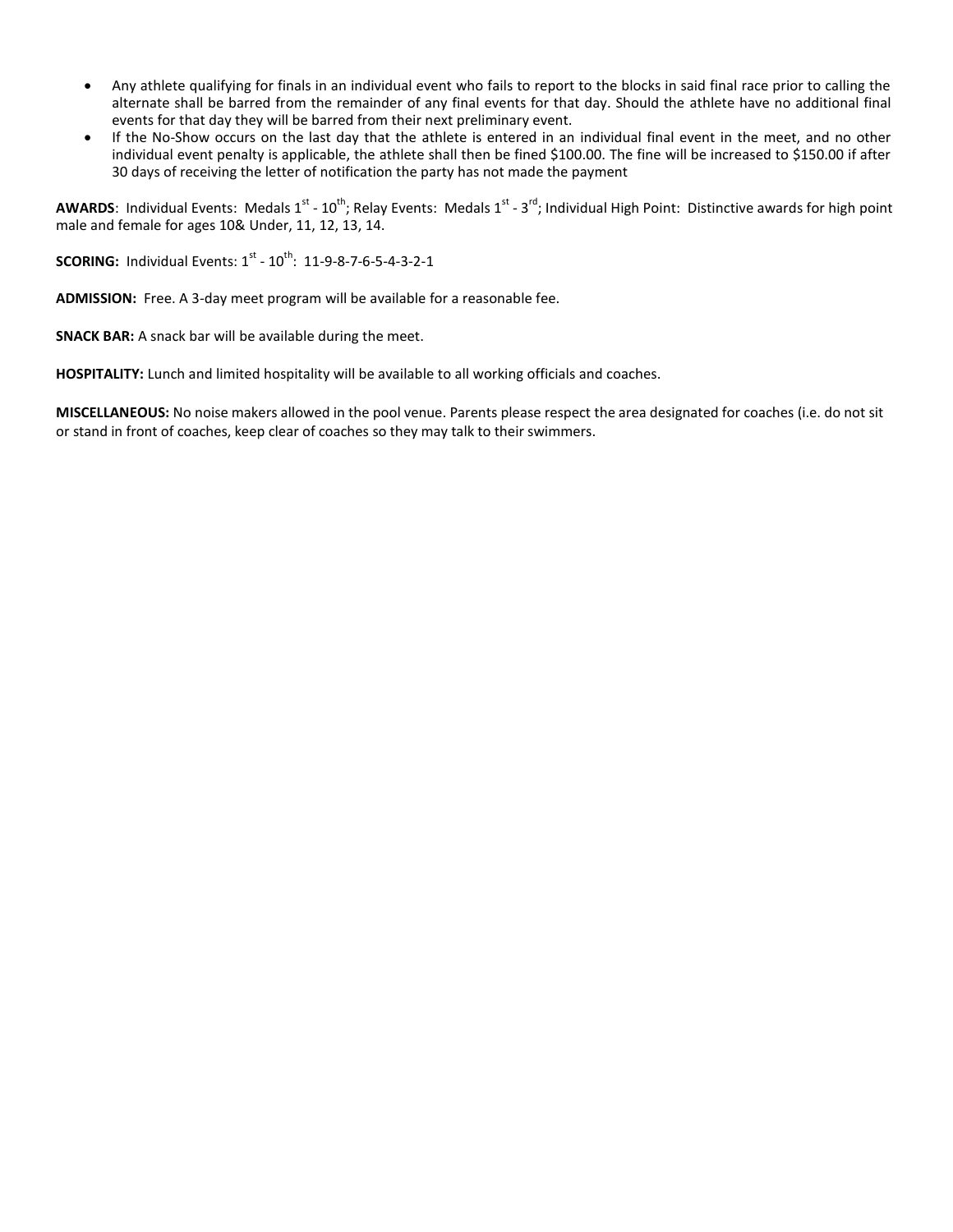- Any athlete qualifying for finals in an individual event who fails to report to the blocks in said final race prior to calling the alternate shall be barred from the remainder of any final events for that day. Should the athlete have no additional final events for that day they will be barred from their next preliminary event.
- If the No-Show occurs on the last day that the athlete is entered in an individual final event in the meet, and no other individual event penalty is applicable, the athlete shall then be fined $100.00. The fine will be increased to $150.00 if after 30 days of receiving the letter of notification the party has not made the payment

**AWARDS**: Individual Events: Medals 1st - 10th; Relay Events: Medals 1st - 3rd; Individual High Point: Distinctive awards for high point male and female for ages 10& Under, 11, 12, 13, 14.

**SCORING:** Individual Events: 1st - 10th: 11-9-8-7-6-5-4-3-2-1

**ADMISSION:** Free. A 3-day meet program will be available for a reasonable fee.

**SNACK BAR:** A snack bar will be available during the meet.

**HOSPITALITY:** Lunch and limited hospitality will be available to all working officials and coaches.

**MISCELLANEOUS:** No noise makers allowed in the pool venue. Parents please respect the area designated for coaches (i.e. do not sit or stand in front of coaches, keep clear of coaches so they may talk to their swimmers.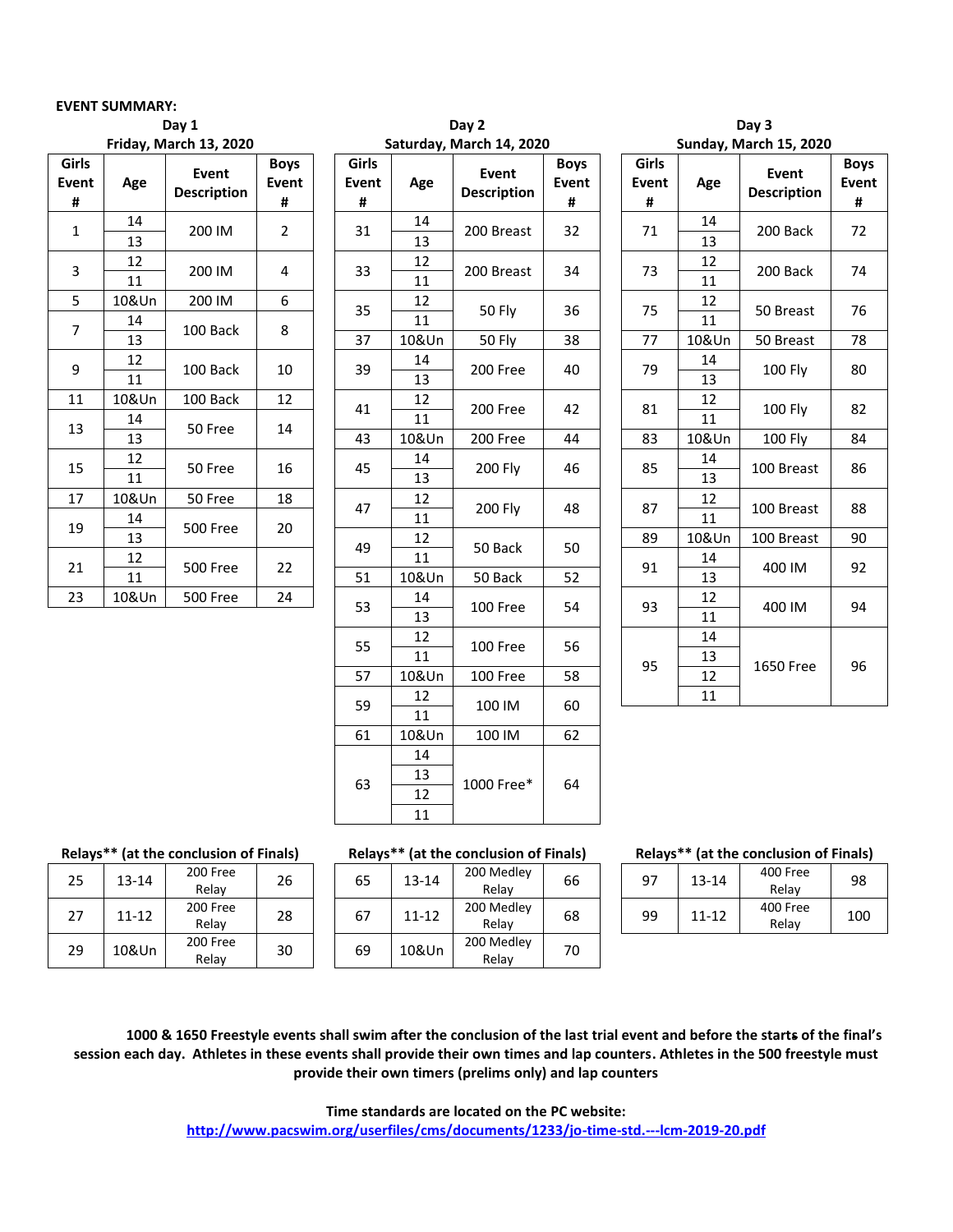**EVENT SUMMARY:**

### Day 1
### Friday, March 13, 2020

| Girls Event # | Age | Event Description | Boys Event # |
|---|---|---|---|
| 1 | 14<br>13 | 200 IM | 2 |
| 3 | 12<br>11 | 200 IM | 4 |
| 5 | 10&Un | 200 IM | 6 |
| 7 | 14<br>13 | 100 Back | 8 |
| 9 | 12<br>11 | 100 Back | 10 |
| 11 | 10&Un | 100 Back | 12 |
| 13 | 14<br>13 | 50 Free | 14 |
| 15 | 12<br>11 | 50 Free | 16 |
| 17 | 10&Un | 50 Free | 18 |
| 19 | 14<br>13 | 500 Free | 20 |
| 21 | 12<br>11 | 500 Free | 22 |
| 23 | 10&Un | 500 Free | 24 |

**Relays** (at the conclusion of Finals)**

| Girls Event # | Age | Event Description | Boys Event # |
|---|---|---|---|
| 25 | 13-14 | 200 Free Relay | 26 |
| 27 | 11-12 | 200 Free Relay | 28 |
| 29 | 10&Un | 200 Free Relay | 30 |

### Day 2
### Saturday, March 14, 2020

| Girls Event # | Age | Event Description | Boys Event # |
|---|---|---|---|
| 31 | 14<br>13 | 200 Breast | 32 |
| 33 | 12<br>11 | 200 Breast | 34 |
| 35 | 12<br>11 | 50 Fly | 36 |
| 37 | 10&Un | 50 Fly | 38 |
| 39 | 14<br>13 | 200 Free | 40 |
| 41 | 12<br>11 | 200 Free | 42 |
| 43 | 10&Un | 200 Free | 44 |
| 45 | 14<br>13 | 200 Fly | 46 |
| 47 | 12<br>11 | 200 Fly | 48 |
| 49 | 12<br>11 | 50 Back | 50 |
| 51 | 10&Un | 50 Back | 52 |
| 53 | 14<br>13 | 100 Free | 54 |
| 55 | 12<br>11 | 100 Free | 56 |
| 57 | 10&Un | 100 Free | 58 |
| 59 | 12<br>11 | 100 IM | 60 |
| 61 | 10&Un | 100 IM | 62 |
| 63 | 14<br>13<br>12<br>11 | 1000 Free* | 64 |

**Relays** (at the conclusion of Finals)**

| Girls Event # | Age | Event Description | Boys Event # |
|---|---|---|---|
| 65 | 13-14 | 200 Medley Relay | 66 |
| 67 | 11-12 | 200 Medley Relay | 68 |
| 69 | 10&Un | 200 Medley Relay | 70 |

### Day 3
### Sunday, March 15, 2020

| Girls Event # | Age | Event Description | Boys Event # |
|---|---|---|---|
| 71 | 14<br>13 | 200 Back | 72 |
| 73 | 12<br>11 | 200 Back | 74 |
| 75 | 12<br>11 | 50 Breast | 76 |
| 77 | 10&Un | 50 Breast | 78 |
| 79 | 14<br>13 | 100 Fly | 80 |
| 81 | 12<br>11 | 100 Fly | 82 |
| 83 | 10&Un | 100 Fly | 84 |
| 85 | 14<br>13 | 100 Breast | 86 |
| 87 | 12<br>11 | 100 Breast | 88 |
| 89 | 10&Un | 100 Breast | 90 |
| 91 | 14<br>13 | 400 IM | 92 |
| 93 | 12<br>11 | 400 IM | 94 |
| 95 | 14<br>13<br>12<br>11 | 1650 Free | 96 |

**Relays** (at the conclusion of Finals)**

| Girls Event # | Age | Event Description | Boys Event # |
|---|---|---|---|
| 97 | 13-14 | 400 Free Relay | 98 |
| 99 | 11-12 | 400 Free Relay | 100 |

**1000 & 1650 Freestyle events shall swim after the conclusion of the last trial event and before the starts of the final's session each day. Athletes in these events shall provide their own times and lap counters. Athletes in the 500 freestyle must provide their own timers (prelims only) and lap counters**

**Time standards are located on the PC website:**
**http://www.pacswim.org/userfiles/cms/documents/1233/jo-time-std.---lcm-2019-20.pdf**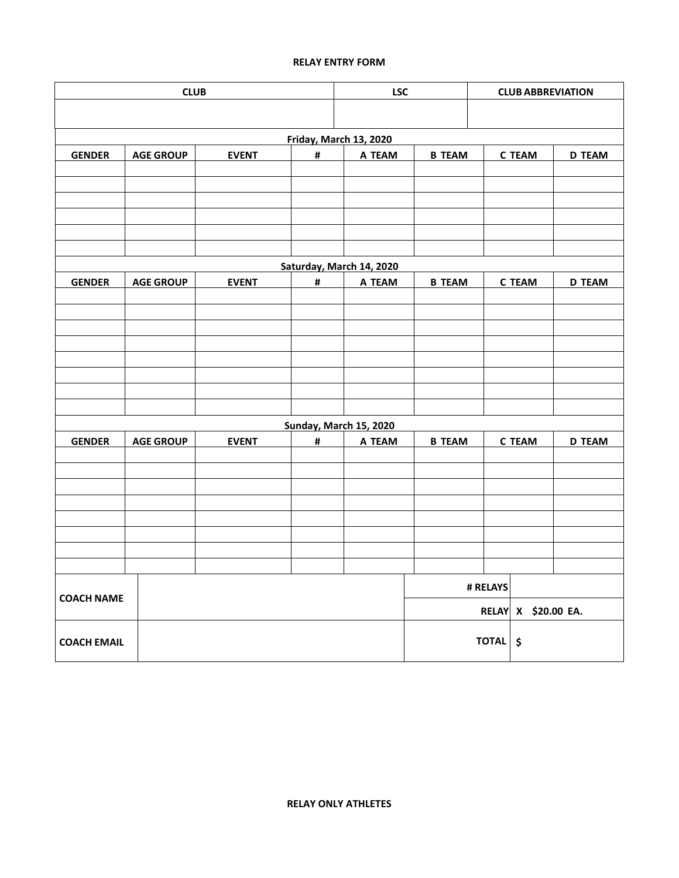**RELAY ENTRY FORM**

| CLUB | LSC | CLUB ABBREVIATION |
|---|---|---|
| | | |

| GENDER | AGE GROUP | EVENT | # | A TEAM | B TEAM | C TEAM | D TEAM |
|---|---|---|---|---|---|---|---|
| **Friday, March 13, 2020** | | | | | | | |
| | | | | | | | |
| | | | | | | | |
| | | | | | | | |
| | | | | | | | |
| | | | | | | | |
| | | | | | | | |
| **Saturday, March 14, 2020** | | | | | | | |
| **GENDER** | **AGE GROUP** | **EVENT** | **#** | **A TEAM** | **B TEAM** | **C TEAM** | **D TEAM** |
| | | | | | | | |
| | | | | | | | |
| | | | | | | | |
| | | | | | | | |
| | | | | | | | |
| | | | | | | | |
| | | | | | | | |
| | | | | | | | |
| **Sunday, March 15, 2020** | | | | | | | |
| **GENDER** | **AGE GROUP** | **EVENT** | **#** | **A TEAM** | **B TEAM** | **C TEAM** | **D TEAM** |
| | | | | | | | |
| | | | | | | | |
| | | | | | | | |
| | | | | | | | |
| | | | | | | | |
| | | | | | | | |
| | | | | | | | |
| | | | | | | | |

| | | | |
|---|---|---|---|
| **COACH NAME** | | **# RELAYS** | |
| | | **RELAY** | **X $20.00 EA.** |
| **COACH EMAIL** | | **TOTAL** | **$** |

**RELAY ONLY ATHLETES**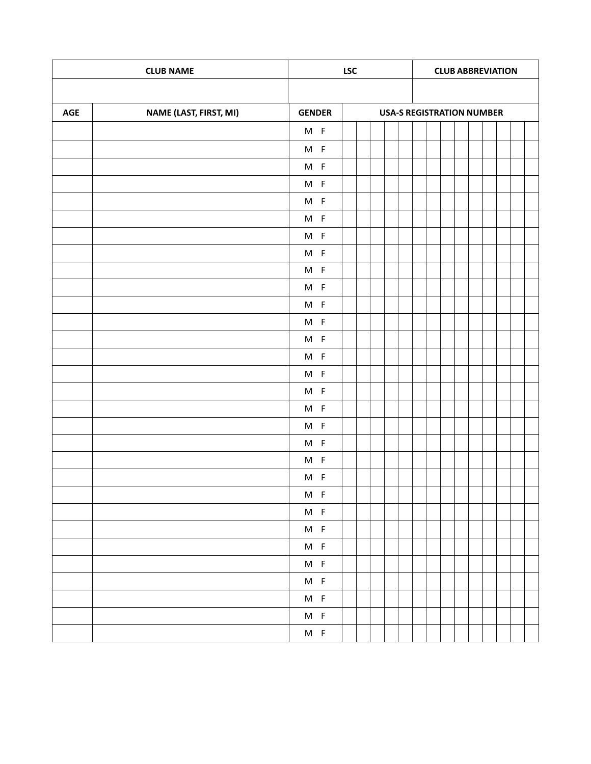| CLUB NAME | LSC | CLUB ABBREVIATION |
| --- | --- | --- |
| | | |

| AGE | NAME (LAST, FIRST, MI) | GENDER | USA-S REGISTRATION NUMBER |
| --- | --- | --- | --- |
| | | M F | |
| | | M F | |
| | | M F | |
| | | M F | |
| | | M F | |
| | | M F | |
| | | M F | |
| | | M F | |
| | | M F | |
| | | M F | |
| | | M F | |
| | | M F | |
| | | M F | |
| | | M F | |
| | | M F | |
| | | M F | |
| | | M F | |
| | | M F | |
| | | M F | |
| | | M F | |
| | | M F | |
| | | M F | |
| | | M F | |
| | | M F | |
| | | M F | |
| | | M F | |
| | | M F | |
| | | M F | |
| | | M F | |
| | | M F | |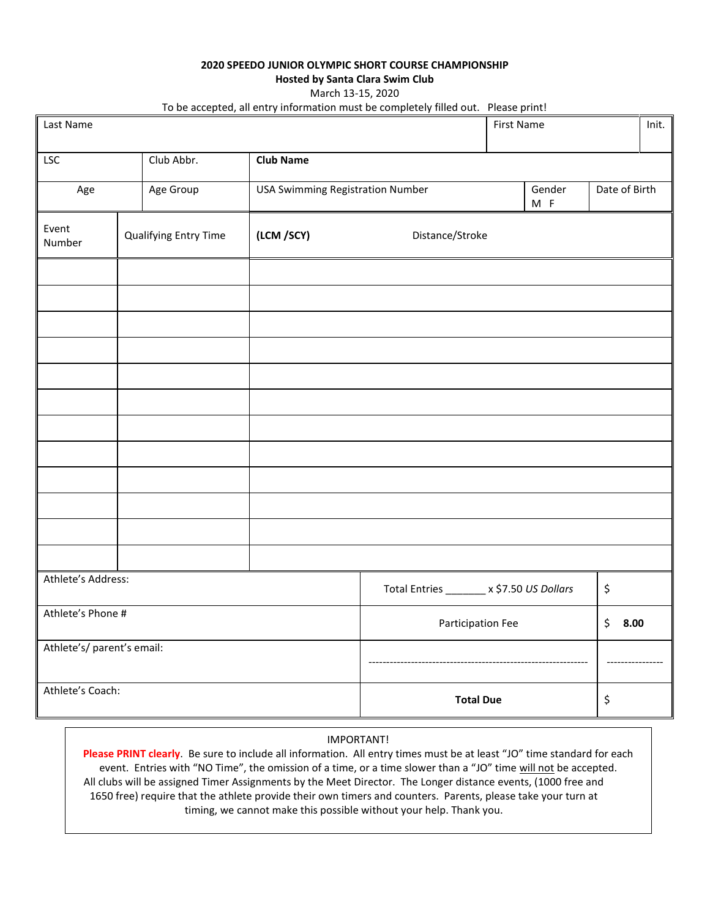**2020 SPEEDO JUNIOR OLYMPIC SHORT COURSE CHAMPIONSHIP**

**Hosted by Santa Clara Swim Club**

March 13-15, 2020

To be accepted, all entry information must be completely filled out. Please print!

| Last Name | | | First Name | Init. |
|---|---|---|---|---|
| LSC | Club Abbr. | **Club Name** | | |
| Age | Age Group | USA Swimming Registration Number | Gender M F | Date of Birth |

| Event Number | Qualifying Entry Time | **(LCM /SCY)** Distance/Stroke |
|---|---|---|
| | | |
| | | |
| | | |
| | | |
| | | |
| | | |
| | | |
| | | |
| | | |
| | | |
| | | |
| | | |

| | | |
|---|---|---|
| Athlete's Address: | Total Entries _______ x $7.50 *US Dollars* | $ |
| Athlete's Phone # | Participation Fee | $ **8.00** |
| Athlete's/ parent's email: | ------------------------------------------------------------- | --------------- |
| Athlete's Coach: | **Total Due** | $ |

IMPORTANT!

**Please PRINT clearly**. Be sure to include all information. All entry times must be at least "JO" time standard for each event. Entries with "NO Time", the omission of a time, or a time slower than a "JO" time will not be accepted. All clubs will be assigned Timer Assignments by the Meet Director. The Longer distance events, (1000 free and 1650 free) require that the athlete provide their own timers and counters. Parents, please take your turn at timing, we cannot make this possible without your help. Thank you.